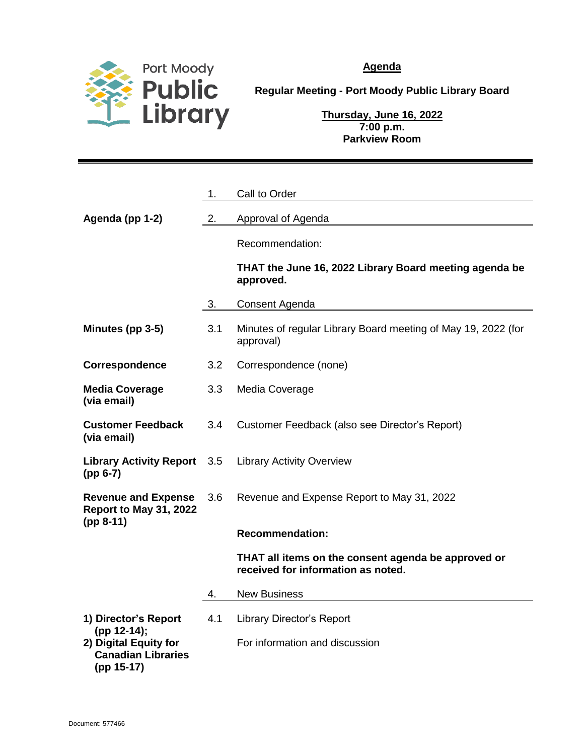Port Moody Public Library

# Agenda

## Regular Meeting - Port Moody Public Library Board

**Thursday, June 16, 2022**
**7:00 p.m.**
**Parkview Room**

---

| | | |
|---|---|---|
| | 1. | Call to Order |
| **Agenda (pp 1-2)** | 2. | Approval of Agenda |
| | | Recommendation: |
| | | **THAT the June 16, 2022 Library Board meeting agenda be approved.** |
| | 3. | Consent Agenda |
| **Minutes (pp 3-5)** | 3.1 | Minutes of regular Library Board meeting of May 19, 2022 (for approval) |
| **Correspondence** | 3.2 | Correspondence (none) |
| **Media Coverage (via email)** | 3.3 | Media Coverage |
| **Customer Feedback (via email)** | 3.4 | Customer Feedback (also see Director's Report) |
| **Library Activity Report (pp 6-7)** | 3.5 | Library Activity Overview |
| **Revenue and Expense Report to May 31, 2022 (pp 8-11)** | 3.6 | Revenue and Expense Report to May 31, 2022 |
| | | **Recommendation:** |
| | | **THAT all items on the consent agenda be approved or received for information as noted.** |
| | 4. | New Business |
| **1) Director's Report (pp 12-14); 2) Digital Equity for Canadian Libraries (pp 15-17)** | 4.1 | Library Director's Report |
| | | For information and discussion |

Document: 577466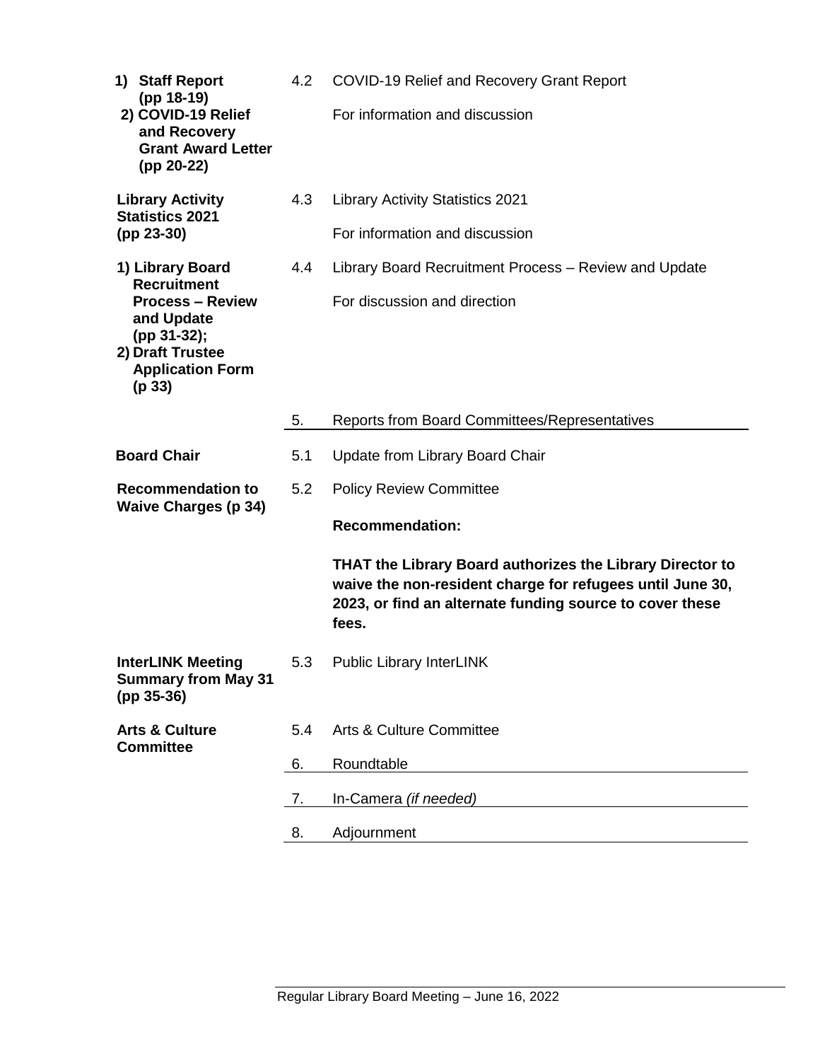| | | |
|---|---|---|
| **1) Staff Report (pp 18-19)**<br>**2) COVID-19 Relief and Recovery Grant Award Letter (pp 20-22)** | 4.2 | COVID-19 Relief and Recovery Grant Report<br><br>For information and discussion |
| **Library Activity Statistics 2021 (pp 23-30)** | 4.3 | Library Activity Statistics 2021<br><br>For information and discussion |
| **1) Library Board Recruitment Process – Review and Update (pp 31-32);**<br>**2) Draft Trustee Application Form (p 33)** | 4.4 | Library Board Recruitment Process – Review and Update<br><br>For discussion and direction |
| | 5. | Reports from Board Committees/Representatives |
| **Board Chair** | 5.1 | Update from Library Board Chair |
| **Recommendation to Waive Charges (p 34)** | 5.2 | Policy Review Committee<br><br>**Recommendation:**<br><br>**THAT the Library Board authorizes the Library Director to waive the non-resident charge for refugees until June 30, 2023, or find an alternate funding source to cover these fees.** |
| **InterLINK Meeting Summary from May 31 (pp 35-36)** | 5.3 | Public Library InterLINK |
| **Arts & Culture Committee** | 5.4 | Arts & Culture Committee |
| | 6. | Roundtable |
| | 7. | In-Camera *(if needed)* |
| | 8. | Adjournment |